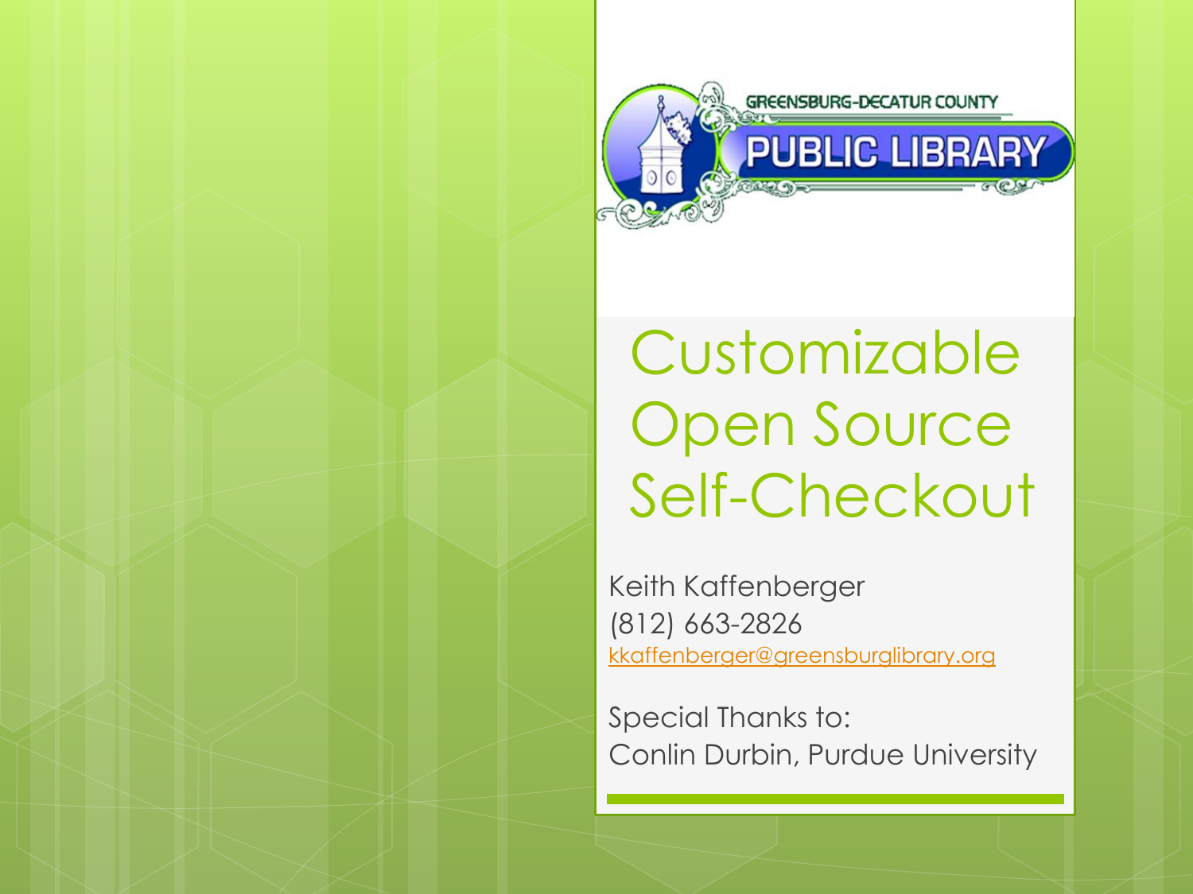GREENSBURG-DECATUR COUNTY PUBLIC LIBRARY

# Customizable Open Source Self-Checkout

Keith Kaffenberger
(812) 663-2826
kkaffenberger@greensburglibrary.org

Special Thanks to:
Conlin Durbin, Purdue University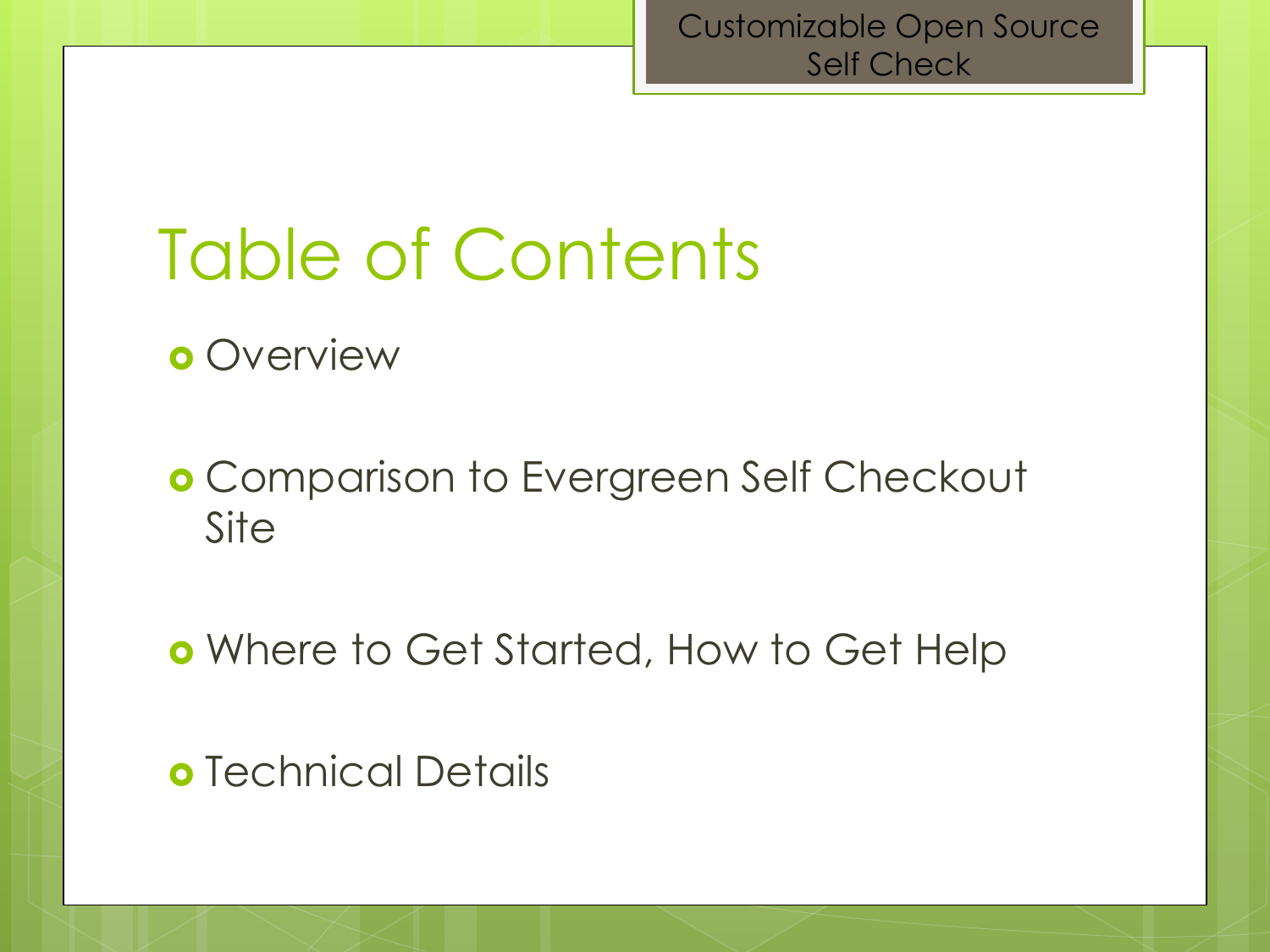# Table of Contents

- Overview
- Comparison to Evergreen Self Checkout Site
- Where to Get Started, How to Get Help
- Technical Details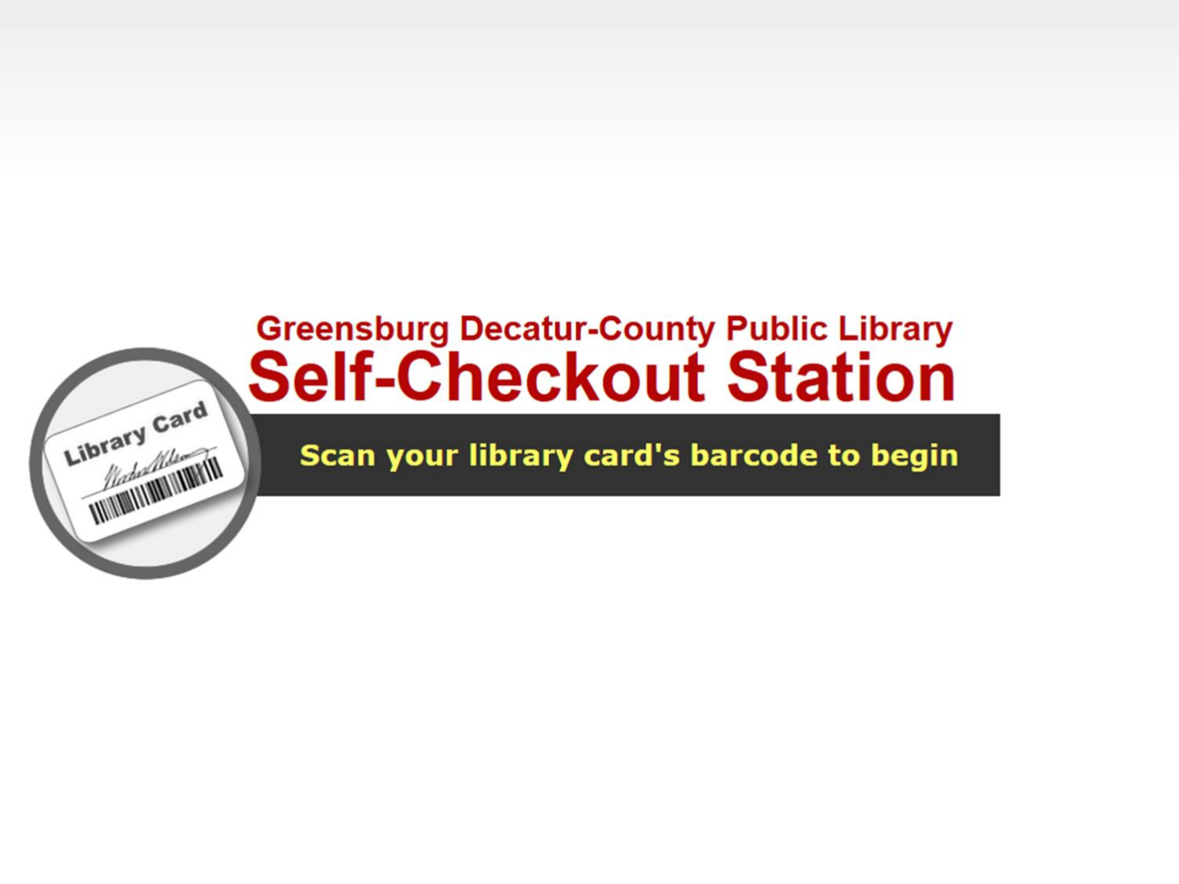## Greensburg Decatur-County Public Library

# Self-Checkout Station

Library Card

**Scan your library card's barcode to begin**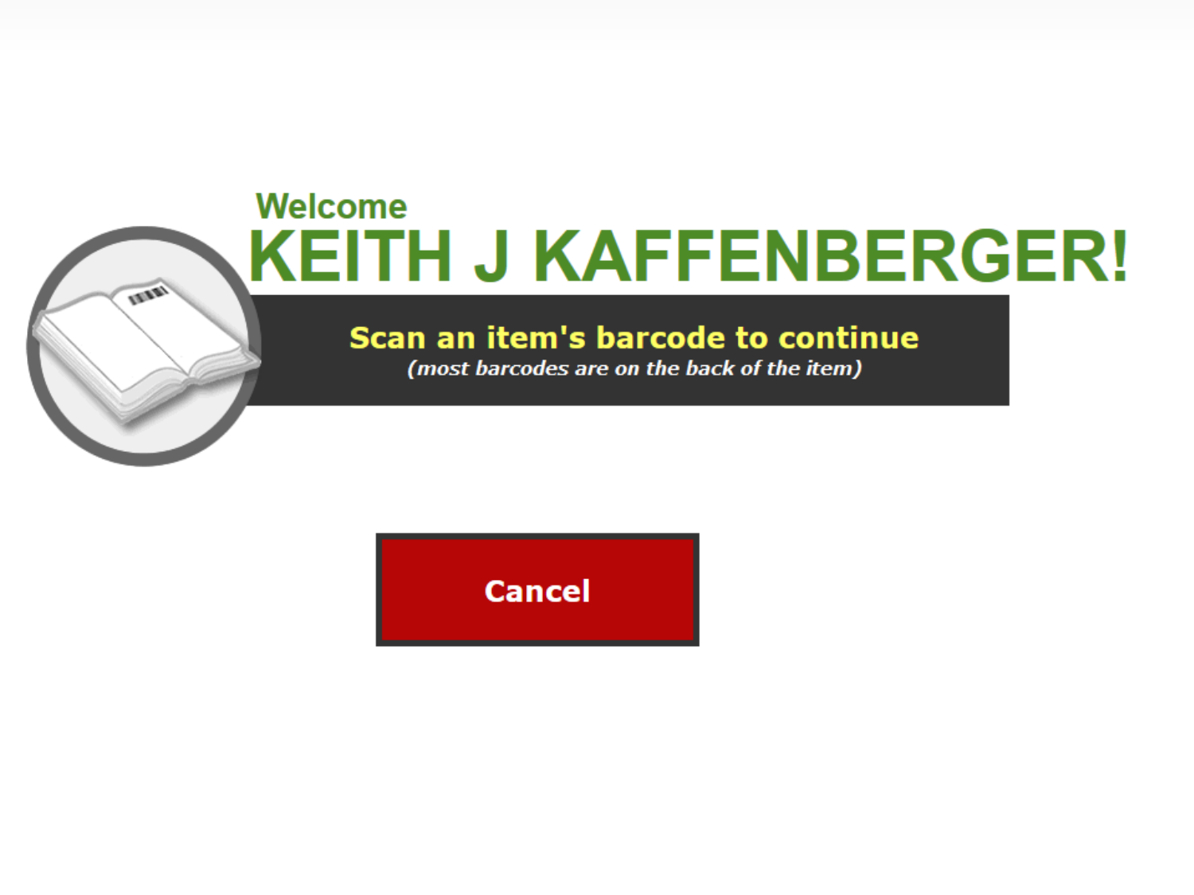Welcome

# KEITH J KAFFENBERGER!

**Scan an item's barcode to continue**

*(most barcodes are on the back of the item)*

Cancel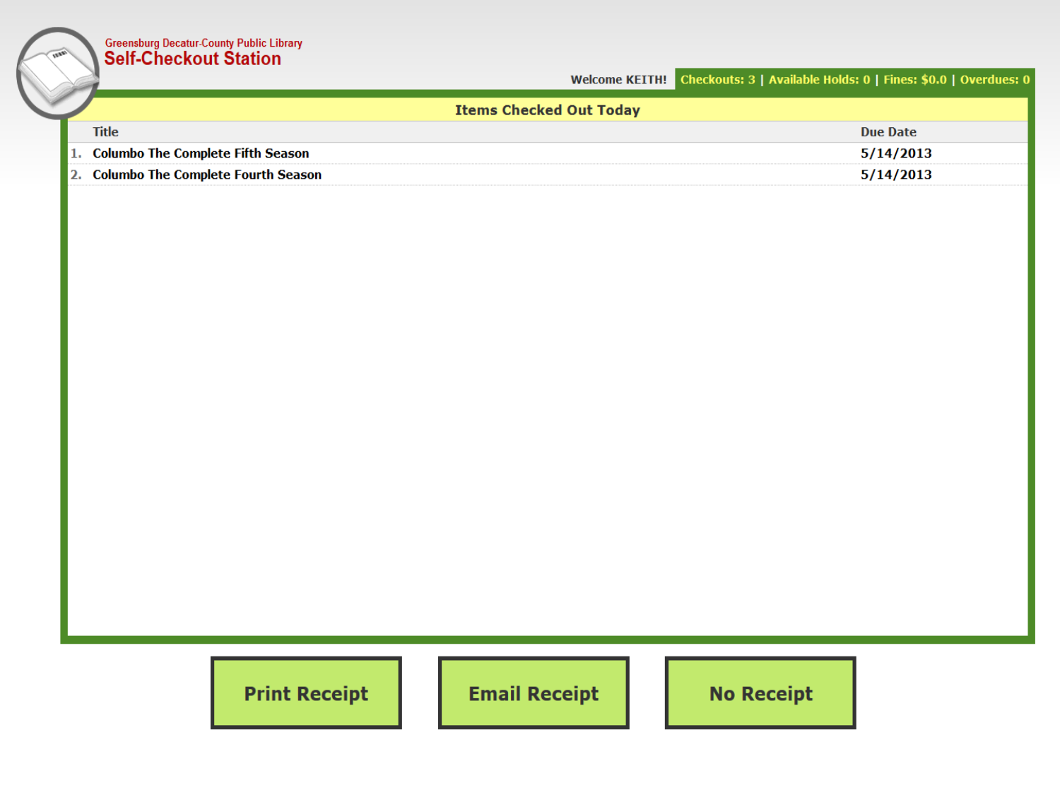Greensburg Decatur-County Public Library

# Self-Checkout Station

Welcome KEITH! | Checkouts: 3 | Available Holds: 0 | Fines: $0.0 | Overdues: 0

## Items Checked Out Today

| | Title | Due Date |
|---|---|---|
| 1. | Columbo The Complete Fifth Season | 5/14/2013 |
| 2. | Columbo The Complete Fourth Season | 5/14/2013 |

Print Receipt | Email Receipt | No Receipt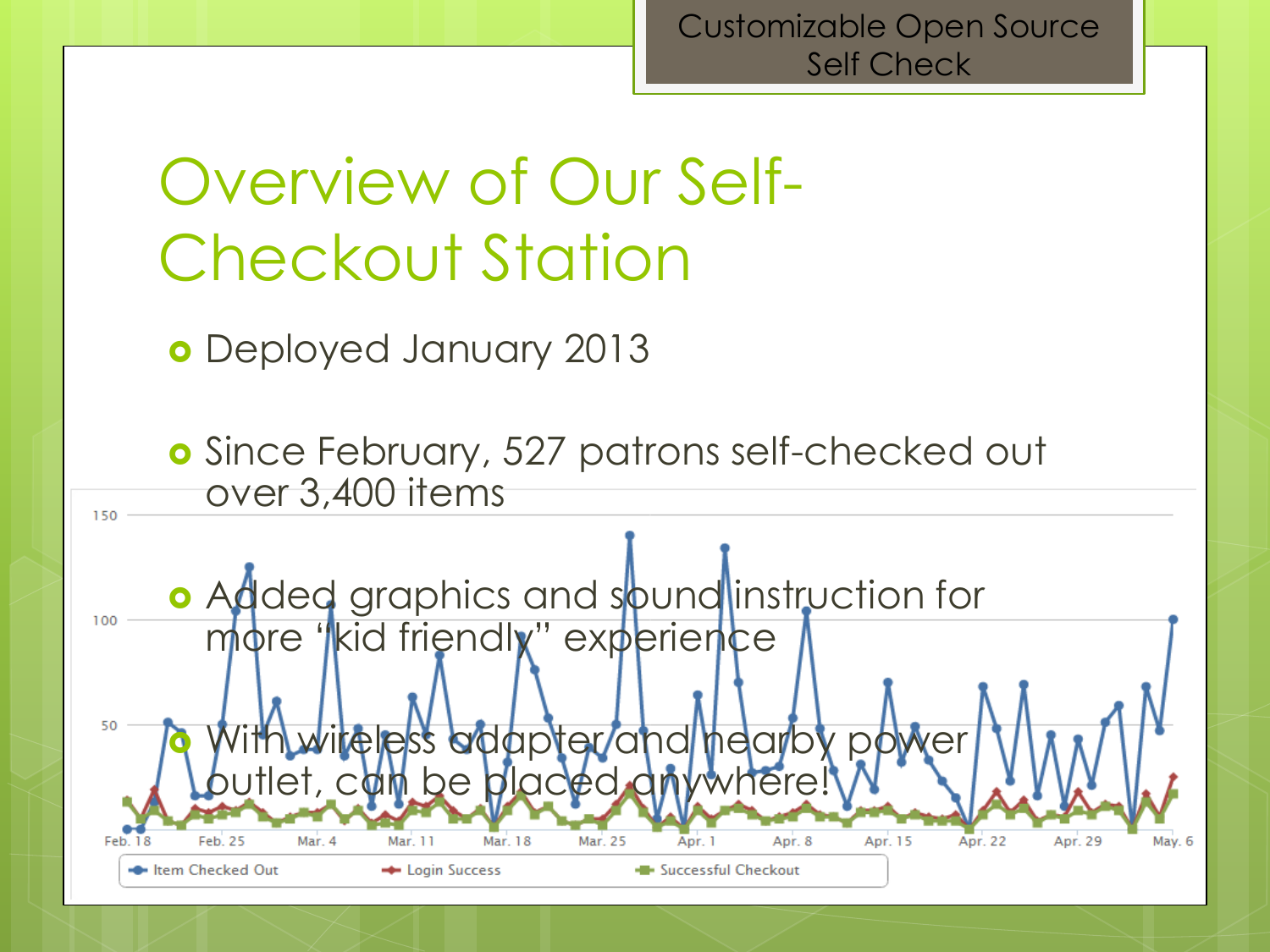Customizable Open Source Self Check

# Overview of Our Self-Checkout Station

- Deployed January 2013
- Since February, 527 patrons self-checked out over 3,400 items
- Added graphics and sound instruction for more "kid friendly" experience
- With wireless adapter and nearby power outlet, can be placed anywhere!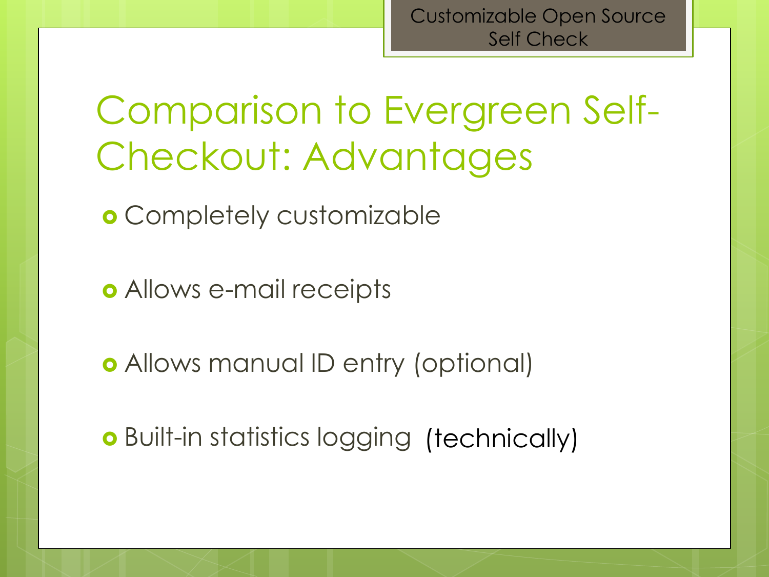# Comparison to Evergreen Self-Checkout: Advantages

- Completely customizable
- Allows e-mail receipts
- Allows manual ID entry (optional)
- Built-in statistics logging (technically)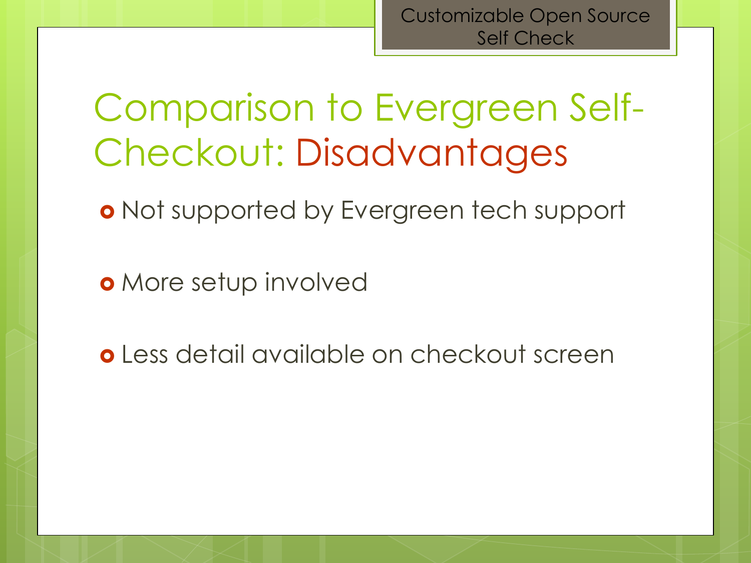Customizable Open Source Self Check

# Comparison to Evergreen Self-Checkout: Disadvantages

- Not supported by Evergreen tech support
- More setup involved
- Less detail available on checkout screen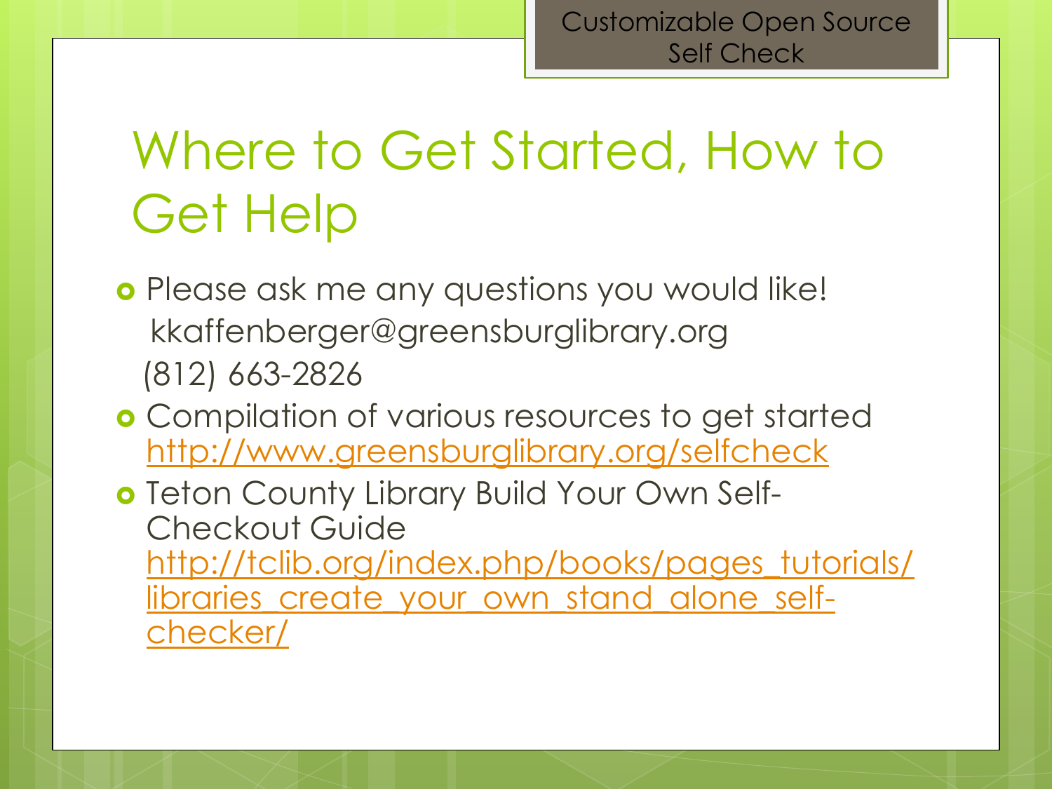Customizable Open Source Self Check

# Where to Get Started, How to Get Help

- Please ask me any questions you would like!
  kkaffenberger@greensburglibrary.org
  (812) 663-2826
- Compilation of various resources to get started
  http://www.greensburglibrary.org/selfcheck
- Teton County Library Build Your Own Self-Checkout Guide
  http://tclib.org/index.php/books/pages_tutorials/libraries_create_your_own_stand_alone_self-checker/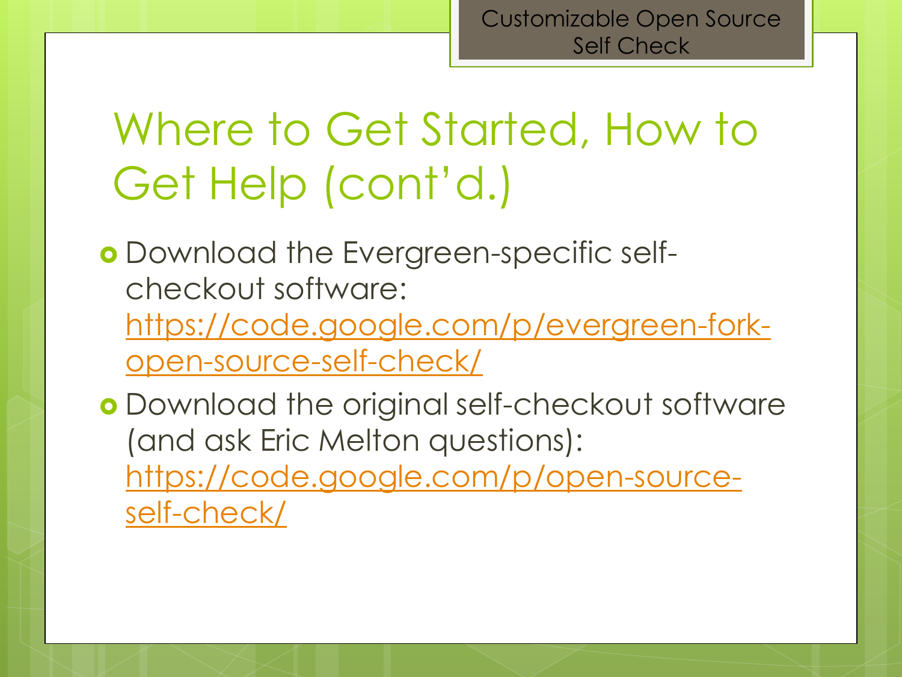# Where to Get Started, How to Get Help (cont'd.)

- Download the Evergreen-specific self-checkout software: https://code.google.com/p/evergreen-fork-open-source-self-check/
- Download the original self-checkout software (and ask Eric Melton questions): https://code.google.com/p/open-source-self-check/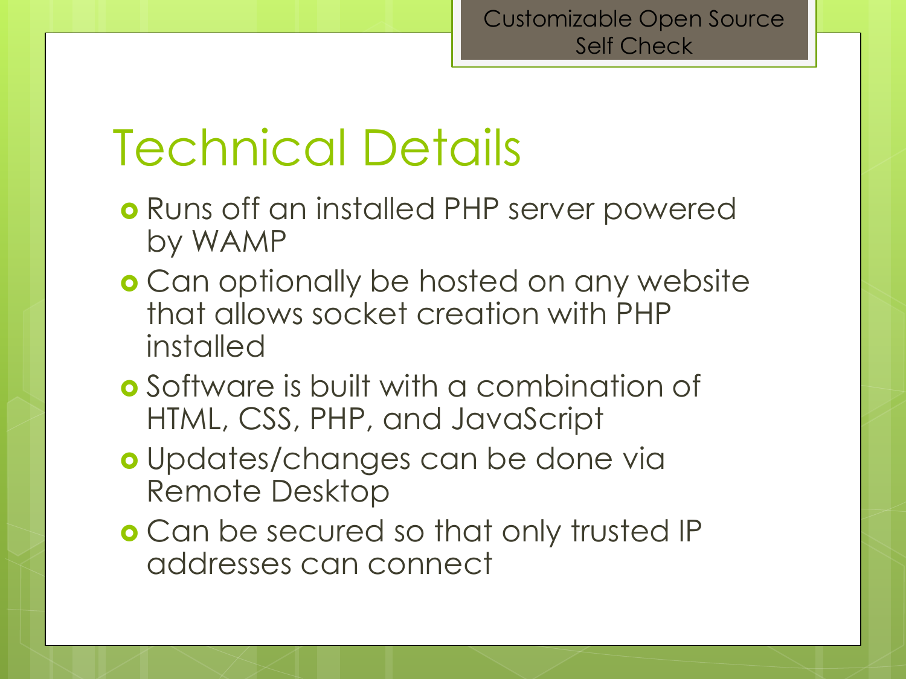Customizable Open Source Self Check

# Technical Details

- Runs off an installed PHP server powered by WAMP
- Can optionally be hosted on any website that allows socket creation with PHP installed
- Software is built with a combination of HTML, CSS, PHP, and JavaScript
- Updates/changes can be done via Remote Desktop
- Can be secured so that only trusted IP addresses can connect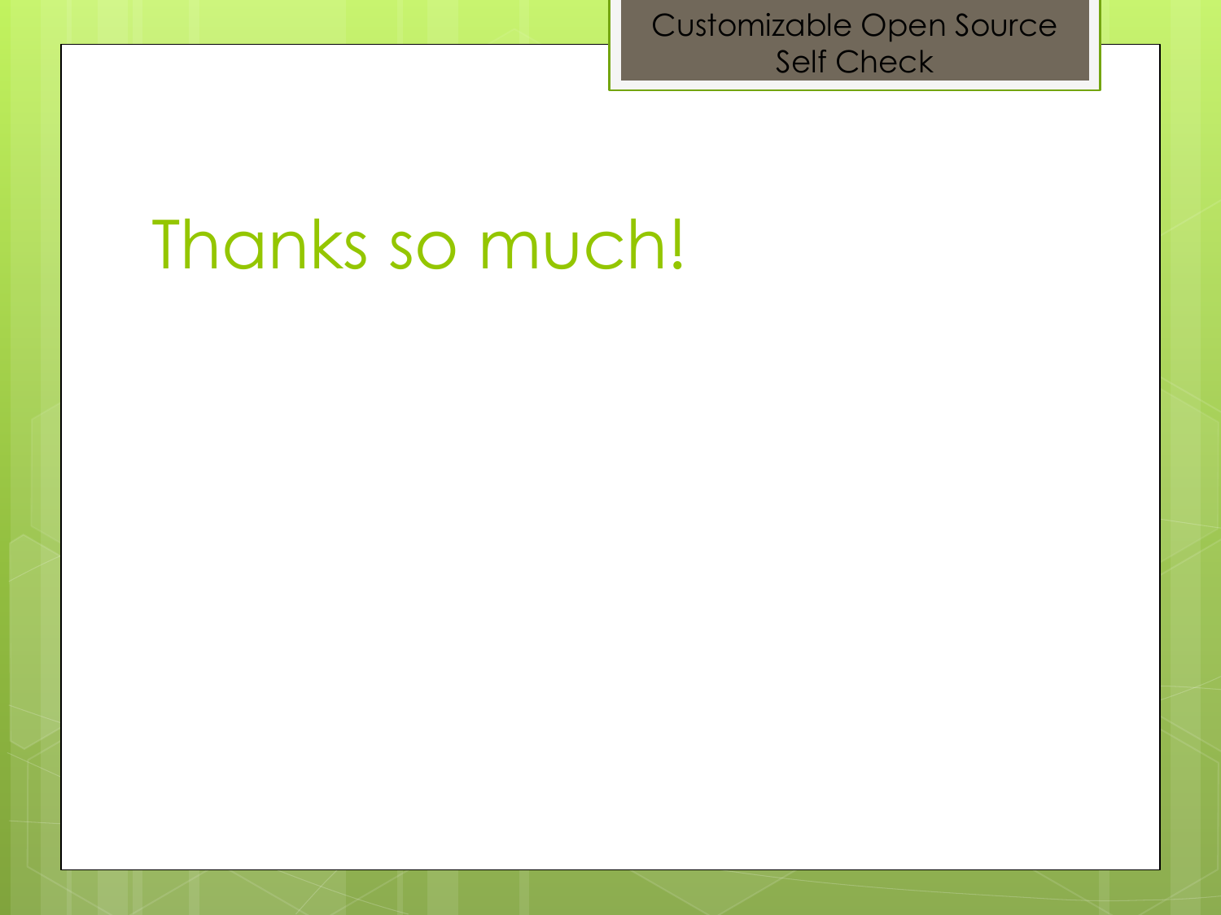# Thanks so much!